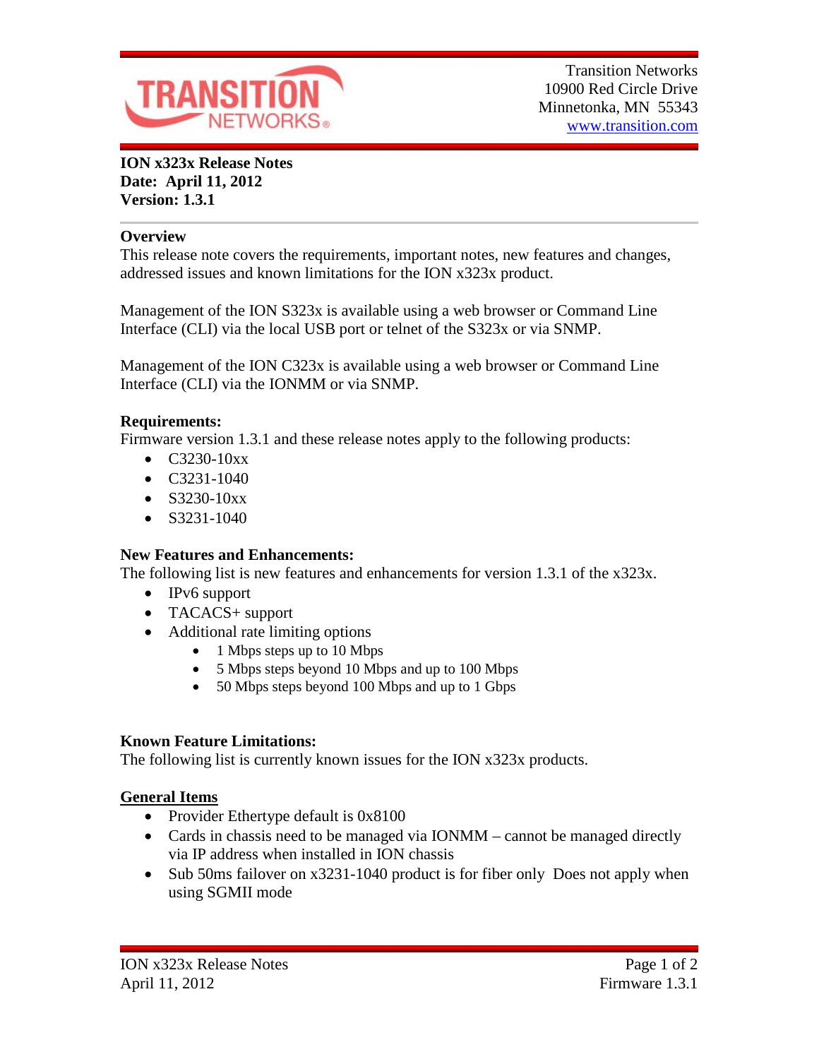Transition Networks
10900 Red Circle Drive
Minnetonka, MN 55343
www.transition.com

**ION x323x Release Notes**
**Date: April 11, 2012**
**Version: 1.3.1**

## Overview

This release note covers the requirements, important notes, new features and changes, addressed issues and known limitations for the ION x323x product.

Management of the ION S323x is available using a web browser or Command Line Interface (CLI) via the local USB port or telnet of the S323x or via SNMP.

Management of the ION C323x is available using a web browser or Command Line Interface (CLI) via the IONMM or via SNMP.

## Requirements:

Firmware version 1.3.1 and these release notes apply to the following products:

- C3230-10xx
- C3231-1040
- S3230-10xx
- S3231-1040

## New Features and Enhancements:

The following list is new features and enhancements for version 1.3.1 of the x323x.

- IPv6 support
- TACACS+ support
- Additional rate limiting options
  - 1 Mbps steps up to 10 Mbps
  - 5 Mbps steps beyond 10 Mbps and up to 100 Mbps
  - 50 Mbps steps beyond 100 Mbps and up to 1 Gbps

## Known Feature Limitations:

The following list is currently known issues for the ION x323x products.

### General Items

- Provider Ethertype default is 0x8100
- Cards in chassis need to be managed via IONMM – cannot be managed directly via IP address when installed in ION chassis
- Sub 50ms failover on x3231-1040 product is for fiber only  Does not apply when using SGMII mode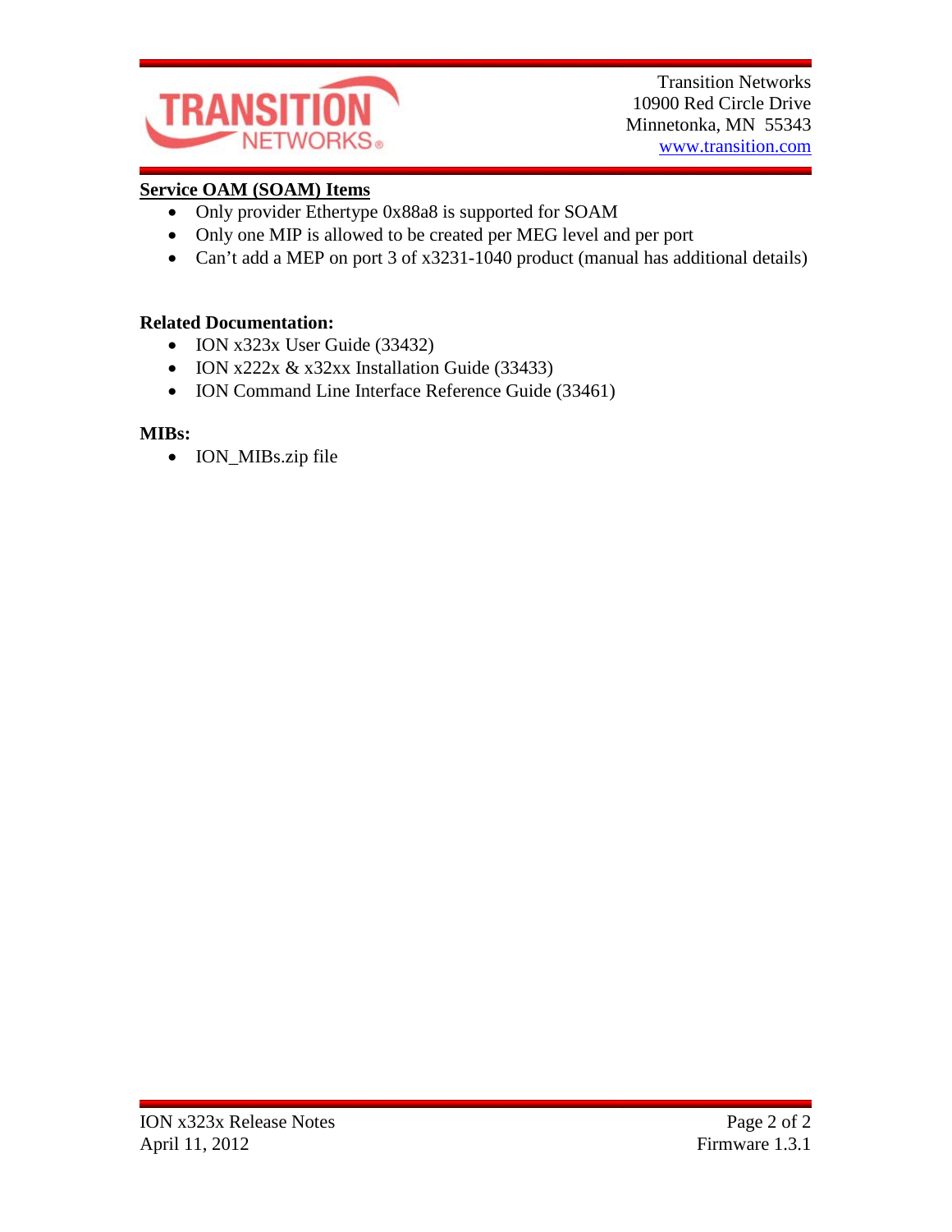**Service OAM (SOAM) Items**

- Only provider Ethertype 0x88a8 is supported for SOAM
- Only one MIP is allowed to be created per MEG level and per port
- Can't add a MEP on port 3 of x3231-1040 product (manual has additional details)

**Related Documentation:**

- ION x323x User Guide (33432)
- ION x222x & x32xx Installation Guide (33433)
- ION Command Line Interface Reference Guide (33461)

**MIBs:**

- ION_MIBs.zip file